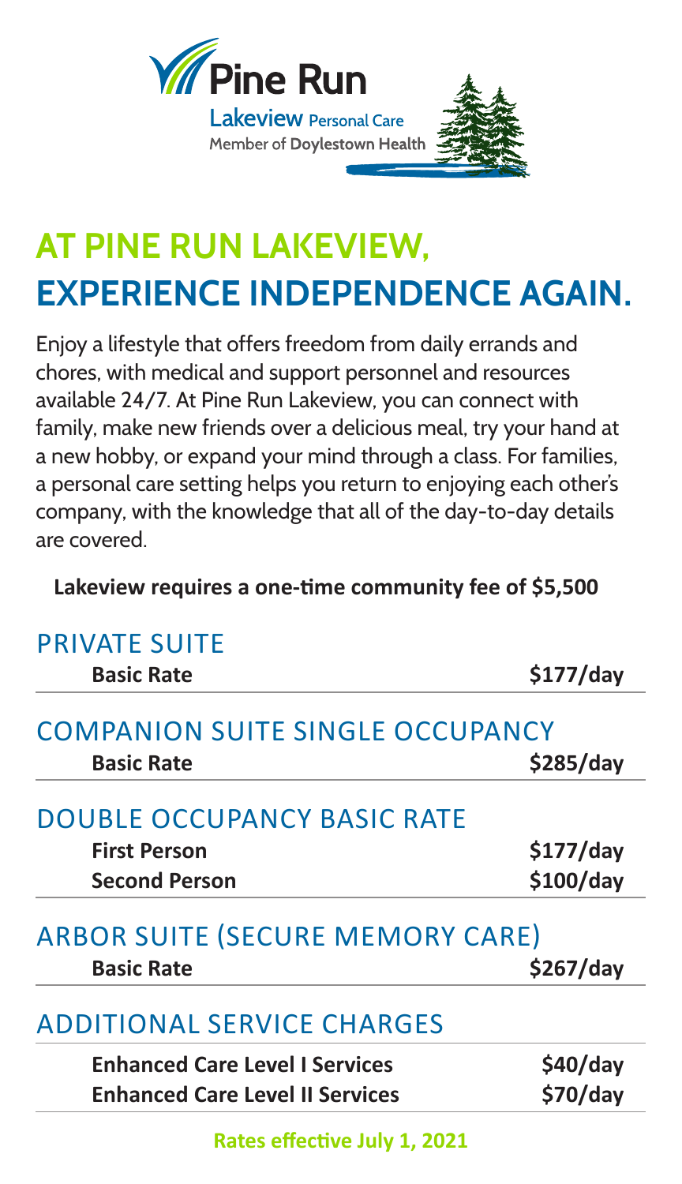Pine Run

Lakeview Personal Care

Member of Doylestown Health

# AT PINE RUN LAKEVIEW, EXPERIENCE INDEPENDENCE AGAIN.

Enjoy a lifestyle that offers freedom from daily errands and chores, with medical and support personnel and resources available 24/7. At Pine Run Lakeview, you can connect with family, make new friends over a delicious meal, try your hand at a new hobby, or expand your mind through a class. For families, a personal care setting helps you return to enjoying each other's company, with the knowledge that all of the day-to-day details are covered.

**Lakeview requires a one-time community fee of $5,500**

## PRIVATE SUITE

| | |
|---|---|
| **Basic Rate** | **$177/day** |

## COMPANION SUITE SINGLE OCCUPANCY

| | |
|---|---|
| **Basic Rate** | **$285/day** |

## DOUBLE OCCUPANCY BASIC RATE

| | |
|---|---|
| **First Person** | **$177/day** |
| **Second Person** | **$100/day** |

## ARBOR SUITE (SECURE MEMORY CARE)

| | |
|---|---|
| **Basic Rate** | **$267/day** |

## ADDITIONAL SERVICE CHARGES

| | |
|---|---|
| **Enhanced Care Level I Services** | **$40/day** |
| **Enhanced Care Level II Services** | **$70/day** |

**Rates effective July 1, 2021**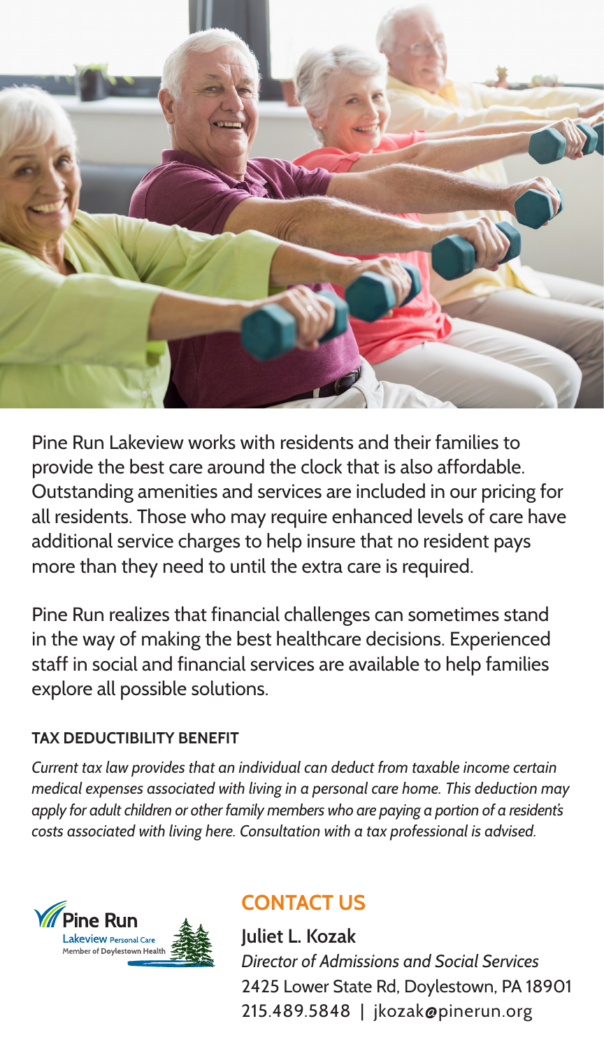Pine Run Lakeview works with residents and their families to provide the best care around the clock that is also affordable. Outstanding amenities and services are included in our pricing for all residents. Those who may require enhanced levels of care have additional service charges to help insure that no resident pays more than they need to until the extra care is required.

Pine Run realizes that financial challenges can sometimes stand in the way of making the best healthcare decisions. Experienced staff in social and financial services are available to help families explore all possible solutions.

**TAX DEDUCTIBILITY BENEFIT**

*Current tax law provides that an individual can deduct from taxable income certain medical expenses associated with living in a personal care home. This deduction may apply for adult children or other family members who are paying a portion of a resident's costs associated with living here. Consultation with a tax professional is advised.*

Pine Run
Lakeview Personal Care
Member of Doylestown Health

## CONTACT US

**Juliet L. Kozak**
*Director of Admissions and Social Services*
2425 Lower State Rd, Doylestown, PA 18901
215.489.5848 | jkozak@pinerun.org